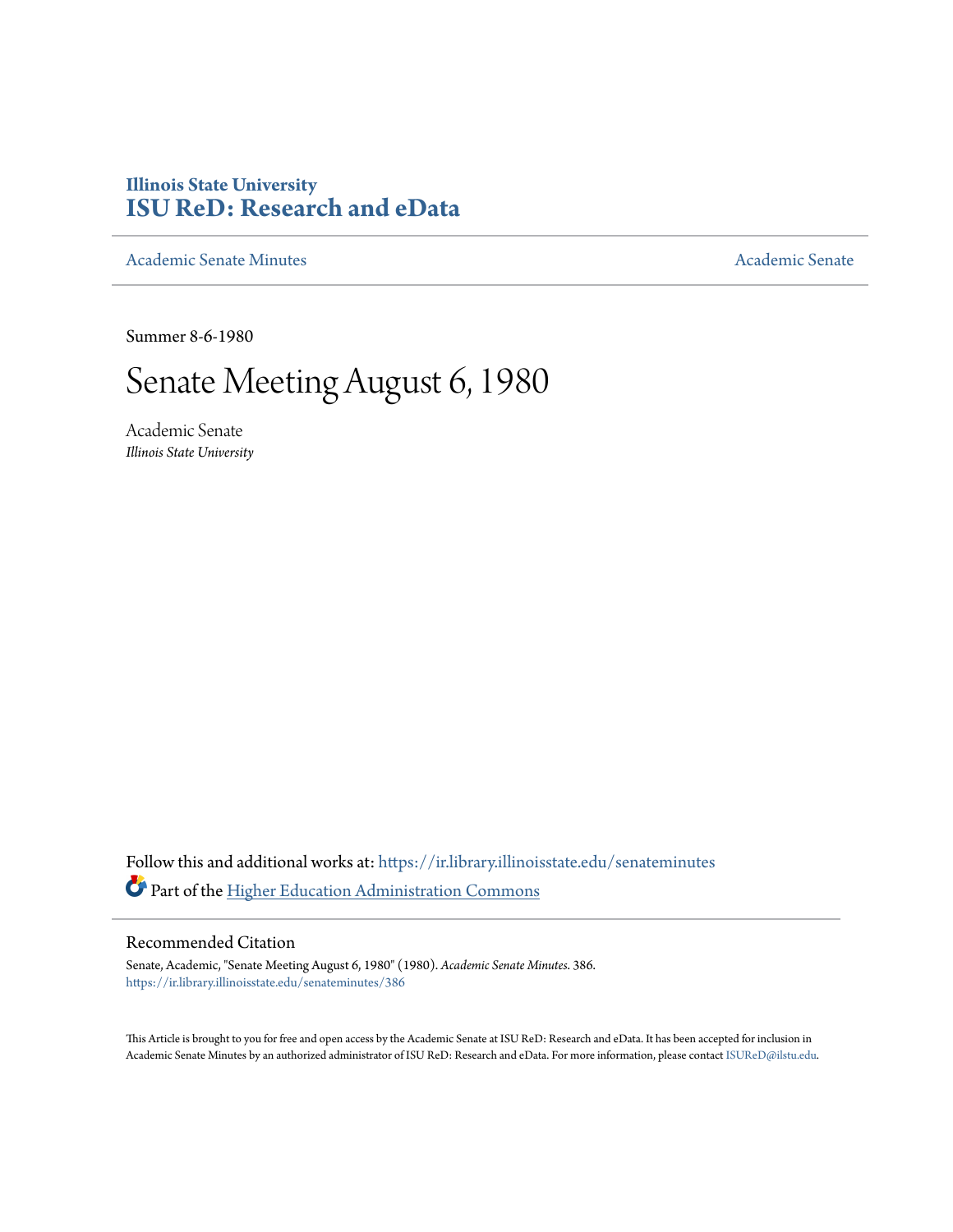# Illinois State University
# ISU ReD: Research and eData

Academic Senate Minutes

Academic Senate

Summer 8-6-1980

# Senate Meeting August 6, 1980

Academic Senate
*Illinois State University*

Follow this and additional works at: https://ir.library.illinoisstate.edu/senateminutes

Part of the Higher Education Administration Commons

## Recommended Citation

Senate, Academic, "Senate Meeting August 6, 1980" (1980). *Academic Senate Minutes*. 386.
https://ir.library.illinoisstate.edu/senateminutes/386

This Article is brought to you for free and open access by the Academic Senate at ISU ReD: Research and eData. It has been accepted for inclusion in Academic Senate Minutes by an authorized administrator of ISU ReD: Research and eData. For more information, please contact ISUReD@ilstu.edu.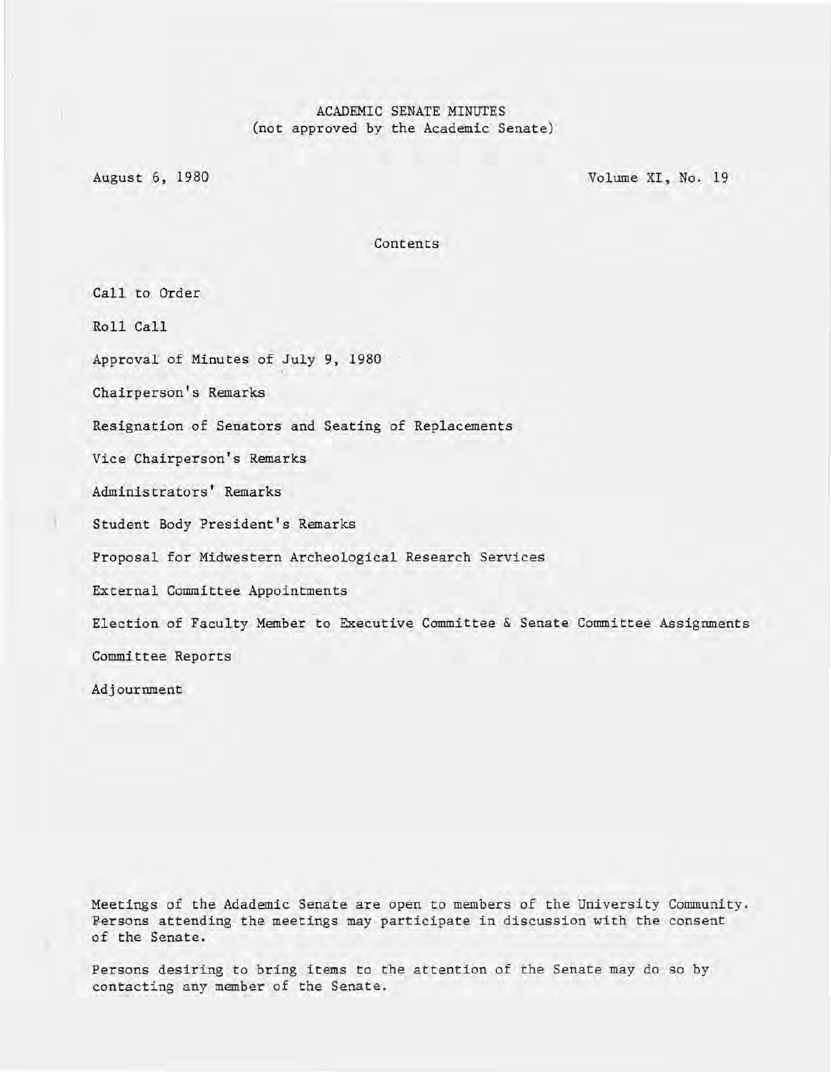ACADEMIC SENATE MINUTES
(not approved by the Academic Senate)

August 6, 1980

Volume XI, No. 19

Contents

Call to Order

Roll Call

Approval of Minutes of July 9, 1980

Chairperson's Remarks

Resignation of Senators and Seating of Replacements

Vice Chairperson's Remarks

Administrators' Remarks

Student Body President's Remarks

Proposal for Midwestern Archeological Research Services

External Committee Appointments

Election of Faculty Member to Executive Committee & Senate Committee Assignments

Committee Reports

Adjournment

Meetings of the Adademic Senate are open to members of the University Community. Persons attending the meetings may participate in discussion with the consent of the Senate.

Persons desiring to bring items to the attention of the Senate may do so by contacting any member of the Senate.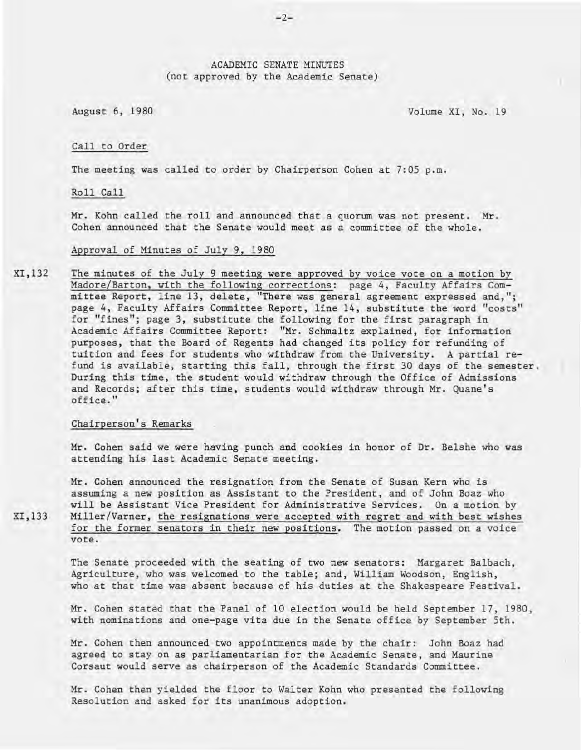ACADEMIC SENATE MINUTES
(not approved by the Academic Senate)

August 6, 1980 Volume XI, No. 19

Call to Order

The meeting was called to order by Chairperson Cohen at 7:05 p.m.

Roll Call

Mr. Kohn called the roll and announced that a quorum was not present. Mr. Cohen announced that the Senate would meet as a committee of the whole.

Approval of Minutes of July 9, 1980

XI,132 The minutes of the July 9 meeting were approved by voice vote on a motion by Madore/Barton, with the following corrections: page 4, Faculty Affairs Committee Report, line 13, delete, "There was general agreement expressed and,"; page 4, Faculty Affairs Committee Report, line 14, substitute the word "costs" for "fines"; page 3, substitute the following for the first paragraph in Academic Affairs Committee Report: "Mr. Schmaltz explained, for information purposes, that the Board of Regents had changed its policy for refunding of tuition and fees for students who withdraw from the University. A partial refund is available, starting this fall, through the first 30 days of the semester. During this time, the student would withdraw through the Office of Admissions and Records; after this time, students would withdraw through Mr. Quane's office."

Chairperson's Remarks

Mr. Cohen said we were having punch and cookies in honor of Dr. Belshe who was attending his last Academic Senate meeting.

Mr. Cohen announced the resignation from the Senate of Susan Kern who is assuming a new position as Assistant to the President, and of John Boaz who will be Assistant Vice President for Administrative Services. On a motion by

XI,133 Miller/Varner, the resignations were accepted with regret and with best wishes for the former senators in their new positions. The motion passed on a voice vote.

The Senate proceeded with the seating of two new senators: Margaret Balbach, Agriculture, who was welcomed to the table; and, William Woodson, English, who at that time was absent because of his duties at the Shakespeare Festival.

Mr. Cohen stated that the Panel of 10 election would be held September 17, 1980, with nominations and one-page vita due in the Senate office by September 5th.

Mr. Cohen then announced two appointments made by the chair: John Boaz had agreed to stay on as parliamentarian for the Academic Senate, and Maurine Corsaut would serve as chairperson of the Academic Standards Committee.

Mr. Cohen then yielded the floor to Walter Kohn who presented the following Resolution and asked for its unanimous adoption.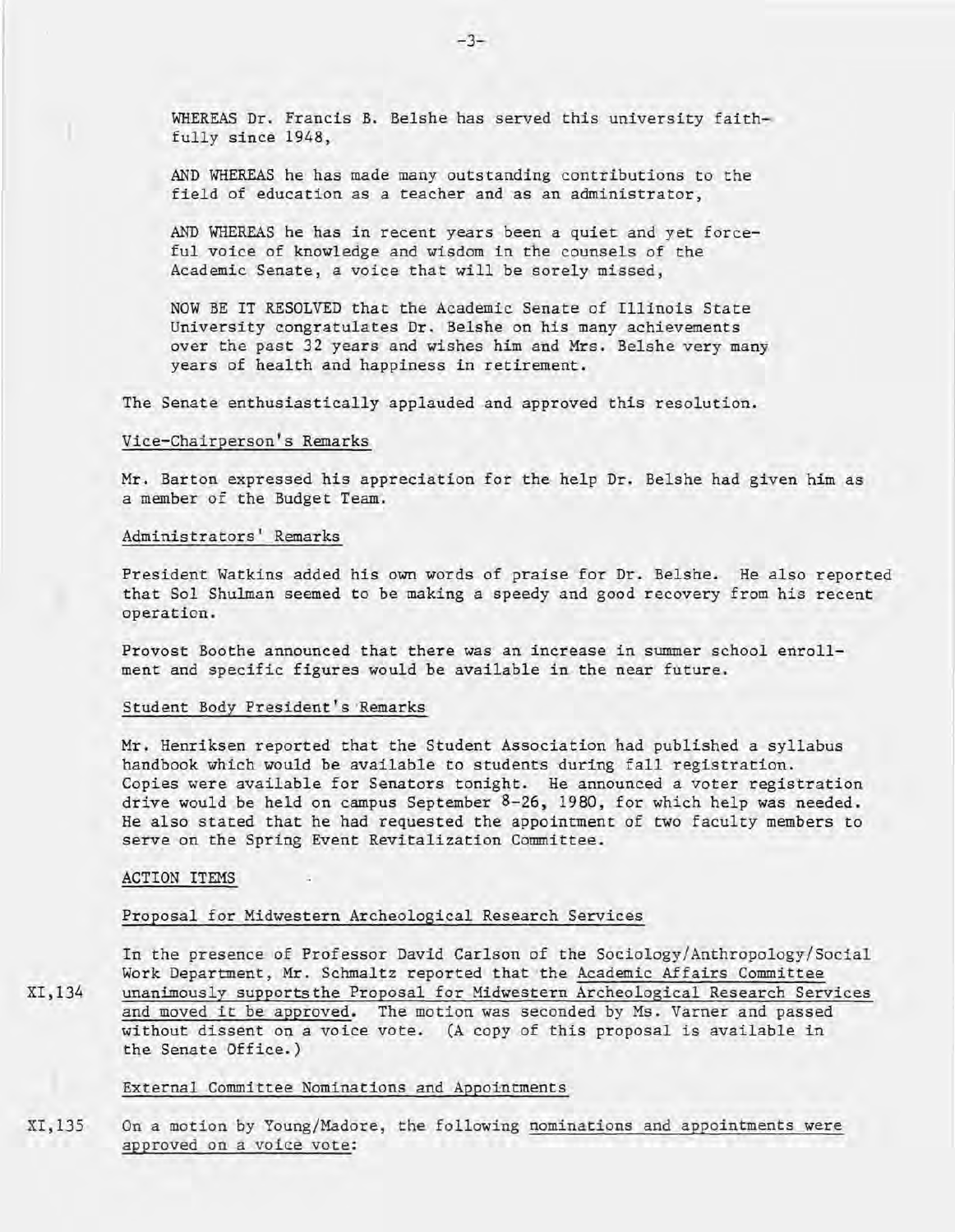WHEREAS Dr. Francis B. Belshe has served this university faithfully since 1948,

AND WHEREAS he has made many outstanding contributions to the field of education as a teacher and as an administrator,

AND WHEREAS he has in recent years been a quiet and yet forceful voice of knowledge and wisdom in the counsels of the Academic Senate, a voice that will be sorely missed,

NOW BE IT RESOLVED that the Academic Senate of Illinois State University congratulates Dr. Belshe on his many achievements over the past 32 years and wishes him and Mrs. Belshe very many years of health and happiness in retirement.

The Senate enthusiastically applauded and approved this resolution.

Vice-Chairperson's Remarks

Mr. Barton expressed his appreciation for the help Dr. Belshe had given him as a member of the Budget Team.

Administrators' Remarks

President Watkins added his own words of praise for Dr. Belshe. He also reported that Sol Shulman seemed to be making a speedy and good recovery from his recent operation.

Provost Boothe announced that there was an increase in summer school enrollment and specific figures would be available in the near future.

Student Body President's Remarks

Mr. Henriksen reported that the Student Association had published a syllabus handbook which would be available to students during fall registration. Copies were available for Senators tonight. He announced a voter registration drive would be held on campus September 8-26, 1980, for which help was needed. He also stated that he had requested the appointment of two faculty members to serve on the Spring Event Revitalization Committee.

ACTION ITEMS

Proposal for Midwestern Archeological Research Services

XI,134 In the presence of Professor David Carlson of the Sociology/Anthropology/Social Work Department, Mr. Schmaltz reported that the Academic Affairs Committee unanimously supports the Proposal for Midwestern Archeological Research Services and moved it be approved. The motion was seconded by Ms. Varner and passed without dissent on a voice vote. (A copy of this proposal is available in the Senate Office.)

External Committee Nominations and Appointments

XI,135 On a motion by Young/Madore, the following nominations and appointments were approved on a voice vote: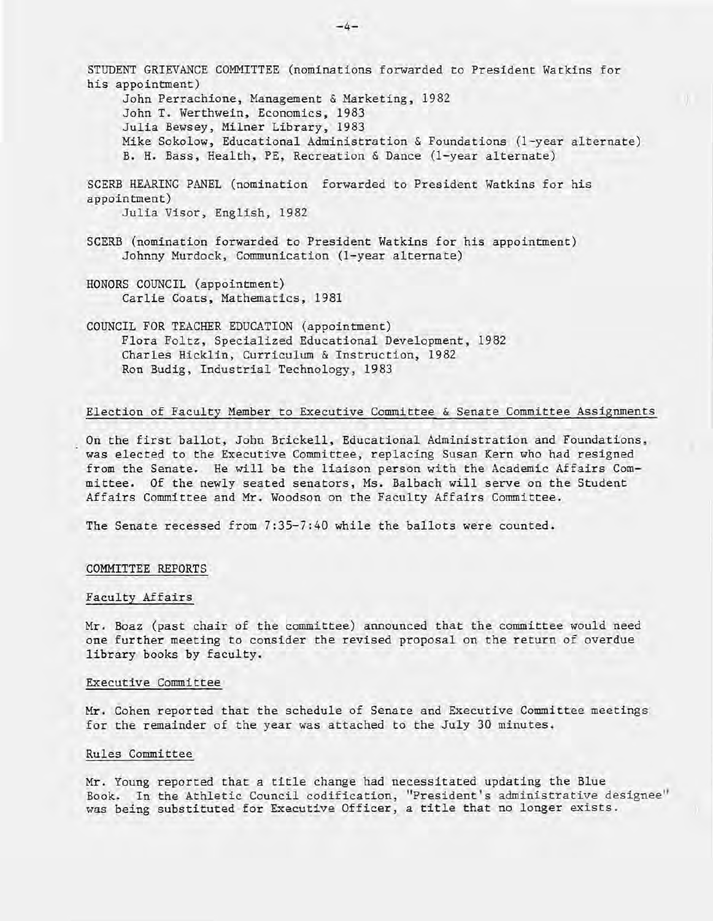STUDENT GRIEVANCE COMMITTEE (nominations forwarded to President Watkins for his appointment)

John Perrachione, Management & Marketing, 1982
John T. Werthwein, Economics, 1983
Julia Bewsey, Milner Library, 1983
Mike Sokolow, Educational Administration & Foundations (1-year alternate)
B. H. Bass, Health, PE, Recreation & Dance (1-year alternate)

SCERB HEARING PANEL (nomination forwarded to President Watkins for his appointment)

Julia Visor, English, 1982

SCERB (nomination forwarded to President Watkins for his appointment)

Johnny Murdock, Communication (1-year alternate)

HONORS COUNCIL (appointment)

Carlie Coats, Mathematics, 1981

COUNCIL FOR TEACHER EDUCATION (appointment)

Flora Foltz, Specialized Educational Development, 1982
Charles Hicklin, Curriculum & Instruction, 1982
Ron Budig, Industrial Technology, 1983

## Election of Faculty Member to Executive Committee & Senate Committee Assignments

On the first ballot, John Brickell, Educational Administration and Foundations, was elected to the Executive Committee, replacing Susan Kern who had resigned from the Senate. He will be the liaison person with the Academic Affairs Committee. Of the newly seated senators, Ms. Balbach will serve on the Student Affairs Committee and Mr. Woodson on the Faculty Affairs Committee.

The Senate recessed from 7:35-7:40 while the ballots were counted.

## COMMITTEE REPORTS

### Faculty Affairs

Mr. Boaz (past chair of the committee) announced that the committee would need one further meeting to consider the revised proposal on the return of overdue library books by faculty.

### Executive Committee

Mr. Cohen reported that the schedule of Senate and Executive Committee meetings for the remainder of the year was attached to the July 30 minutes.

### Rules Committee

Mr. Young reported that a title change had necessitated updating the Blue Book. In the Athletic Council codification, "President's administrative designee" was being substituted for Executive Officer, a title that no longer exists.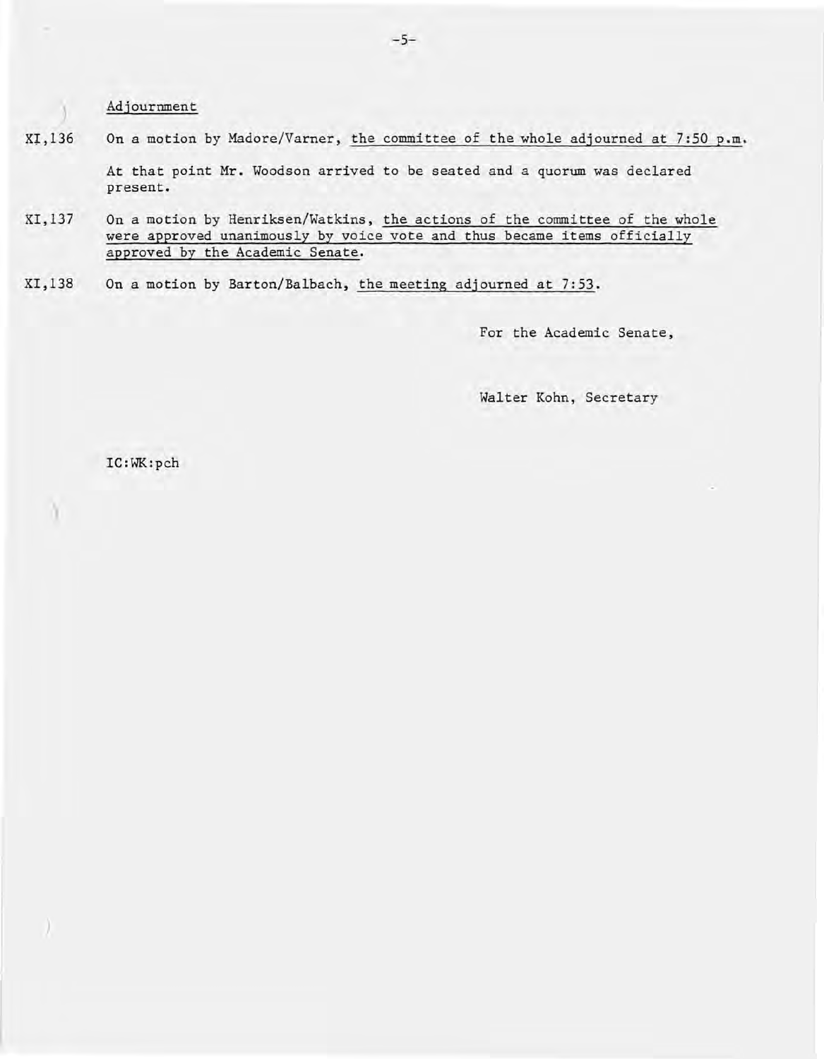## Adjournment

XI,136 On a motion by Madore/Varner, <u>the committee of the whole adjourned at 7:50 p.m.</u>

At that point Mr. Woodson arrived to be seated and a quorum was declared present.

XI,137 On a motion by Henriksen/Watkins, <u>the actions of the committee of the whole were approved unanimously by voice vote and thus became items officially approved by the Academic Senate.</u>

XI,138 On a motion by Barton/Balbach, <u>the meeting adjourned at 7:53.</u>

For the Academic Senate,

Walter Kohn, Secretary

IC:WK:pch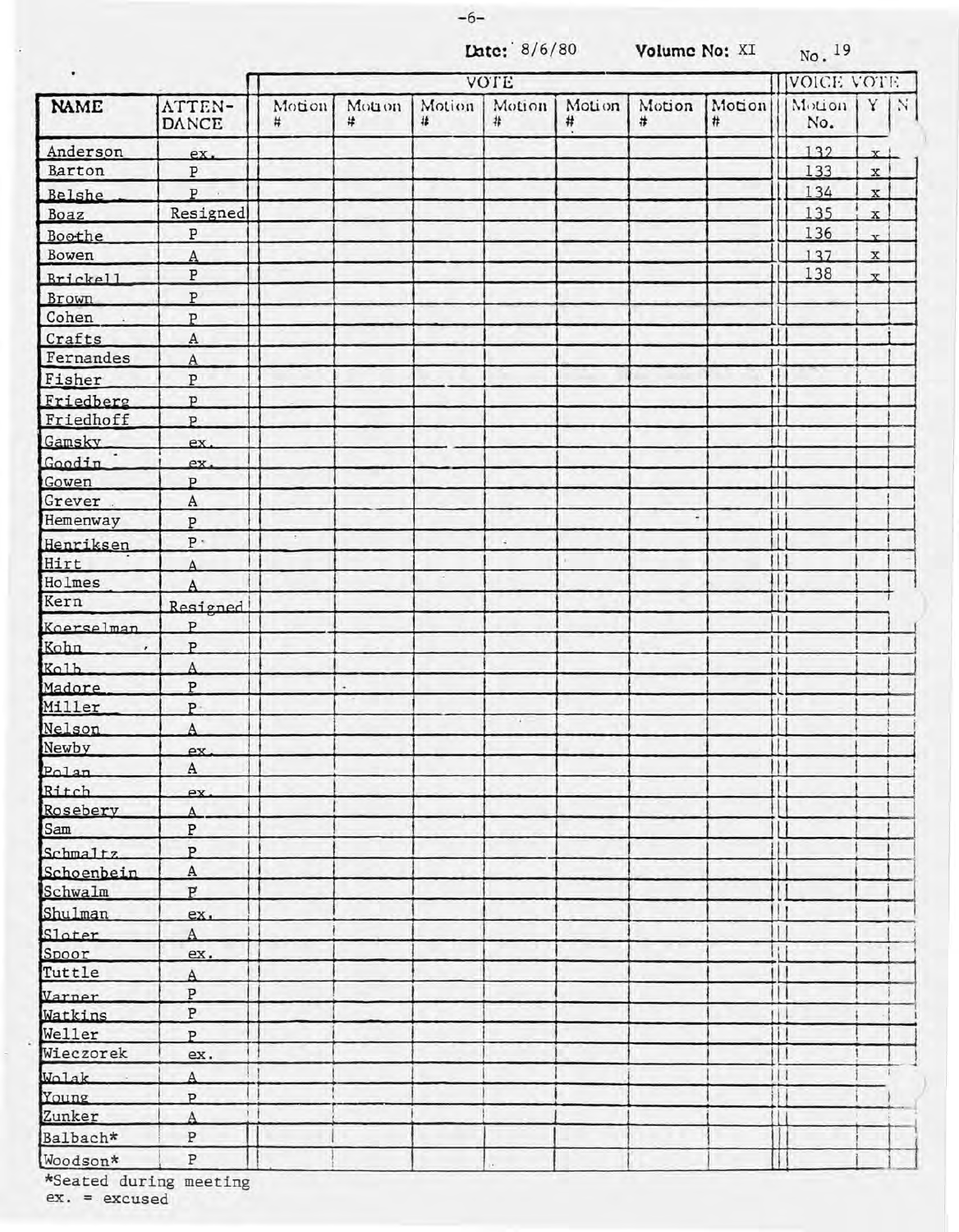Date: 8/6/80 Volume No: XI No. 19

| NAME | ATTEN-DANCE | VOTE | | | | | | | VOICE VOTE | | |
|---|---|---|---|---|---|---|---|---|---|---|---|
| | | Motion # | Motion # | Motion # | Motion # | Motion # | Motion # | Motion # | Motion No. | Y | N |
| Anderson | ex. | | | | | | | | 132 | x | |
| Barton | P | | | | | | | | 133 | x | |
| Belshe | P | | | | | | | | 134 | x | |
| Boaz | Resigned | | | | | | | | 135 | x | |
| Boothe | P | | | | | | | | 136 | x | |
| Bowen | A | | | | | | | | 137 | x | |
| Brickell | P | | | | | | | | 138 | x | |
| Brown | P | | | | | | | | | | |
| Cohen | P | | | | | | | | | | |
| Crafts | A | | | | | | | | | | |
| Fernandes | A | | | | | | | | | | |
| Fisher | P | | | | | | | | | | |
| Friedberg | P | | | | | | | | | | |
| Friedhoff | P | | | | | | | | | | |
| Gamsky | ex. | | | | | | | | | | |
| Goodin | ex. | | | | | | | | | | |
| Gowen | P | | | | | | | | | | |
| Grever | A | | | | | | | | | | |
| Hemenway | P | | | | | | | | | | |
| Henriksen | P | | | | | | | | | | |
| Hirt | A | | | | | | | | | | |
| Holmes | A | | | | | | | | | | |
| Kern | Resigned | | | | | | | | | | |
| Koerselman | P | | | | | | | | | | |
| Kohn | P | | | | | | | | | | |
| Kolb | A | | | | | | | | | | |
| Madore | P | | | | | | | | | | |
| Miller | P | | | | | | | | | | |
| Nelson | A | | | | | | | | | | |
| Newby | ex. | | | | | | | | | | |
| Polan | A | | | | | | | | | | |
| Ritch | ex. | | | | | | | | | | |
| Rosebery | A | | | | | | | | | | |
| Sam | P | | | | | | | | | | |
| Schmaltz | P | | | | | | | | | | |
| Schoenbein | A | | | | | | | | | | |
| Schwalm | P | | | | | | | | | | |
| Shulman | ex. | | | | | | | | | | |
| Sloter | A | | | | | | | | | | |
| Spoor | ex. | | | | | | | | | | |
| Tuttle | A | | | | | | | | | | |
| Varner | P | | | | | | | | | | |
| Watkins | P | | | | | | | | | | |
| Weller | P | | | | | | | | | | |
| Wieczorek | ex. | | | | | | | | | | |
| Wolak | A | | | | | | | | | | |
| Young | P | | | | | | | | | | |
| Zunker | A | | | | | | | | | | |
| Balbach* | P | | | | | | | | | | |
| Woodson* | P | | | | | | | | | | |

*Seated during meeting
ex. = excused